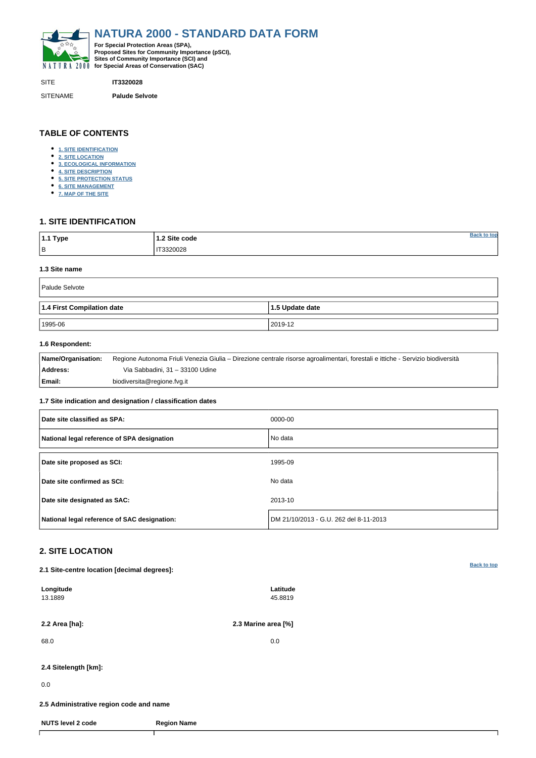# NATURA 2000 - STANDARD DATA FORM

**For Special Protection Areas (SPA), Proposed Sites for Community Importance (pSCI), Sites of Community Importance (SCI) and for Special Areas of Conservation (SAC)**

SITE **IT3320028**

SITENAME **Palude Selvote**

## TABLE OF CONTENTS

- 1. SITE IDENTIFICATION
- 2. SITE LOCATION
- 3. ECOLOGICAL INFORMATION
- 4. SITE DESCRIPTION
- 5. SITE PROTECTION STATUS
- 6. SITE MANAGEMENT
- 7. MAP OF THE SITE

## 1. SITE IDENTIFICATION

| 1.1 Type | 1.2 Site code |
|---|---|
| B | IT3320028 |

#### 1.3 Site name

| Palude Selvote |
|---|

| 1.4 First Compilation date | 1.5 Update date |
|---|---|
| 1995-06 | 2019-12 |

#### 1.6 Respondent:

| | |
|---|---|
| **Name/Organisation:** | Regione Autonoma Friuli Venezia Giulia – Direzione centrale risorse agroalimentari, forestali e ittiche - Servizio biodiversità |
| **Address:** | Via Sabbadini, 31 – 33100 Udine |
| **Email:** | biodiversita@regione.fvg.it |

#### 1.7 Site indication and designation / classification dates

| | |
|---|---|
| **Date site classified as SPA:** | 0000-00 |
| **National legal reference of SPA designation** | No data |
| **Date site proposed as SCI:** | 1995-09 |
| **Date site confirmed as SCI:** | No data |
| **Date site designated as SAC:** | 2013-10 |
| **National legal reference of SAC designation:** | DM 21/10/2013 - G.U. 262 del 8-11-2013 |

## 2. SITE LOCATION

#### 2.1 Site-centre location [decimal degrees]:

| Longitude | Latitude |
|---|---|
| 13.1889 | 45.8819 |

| 2.2 Area [ha]: | 2.3 Marine area [%] |
|---|---|
| 68.0 | 0.0 |

**2.4 Sitelength [km]:**

0.0

#### 2.5 Administrative region code and name

| NUTS level 2 code | Region Name |
|---|---|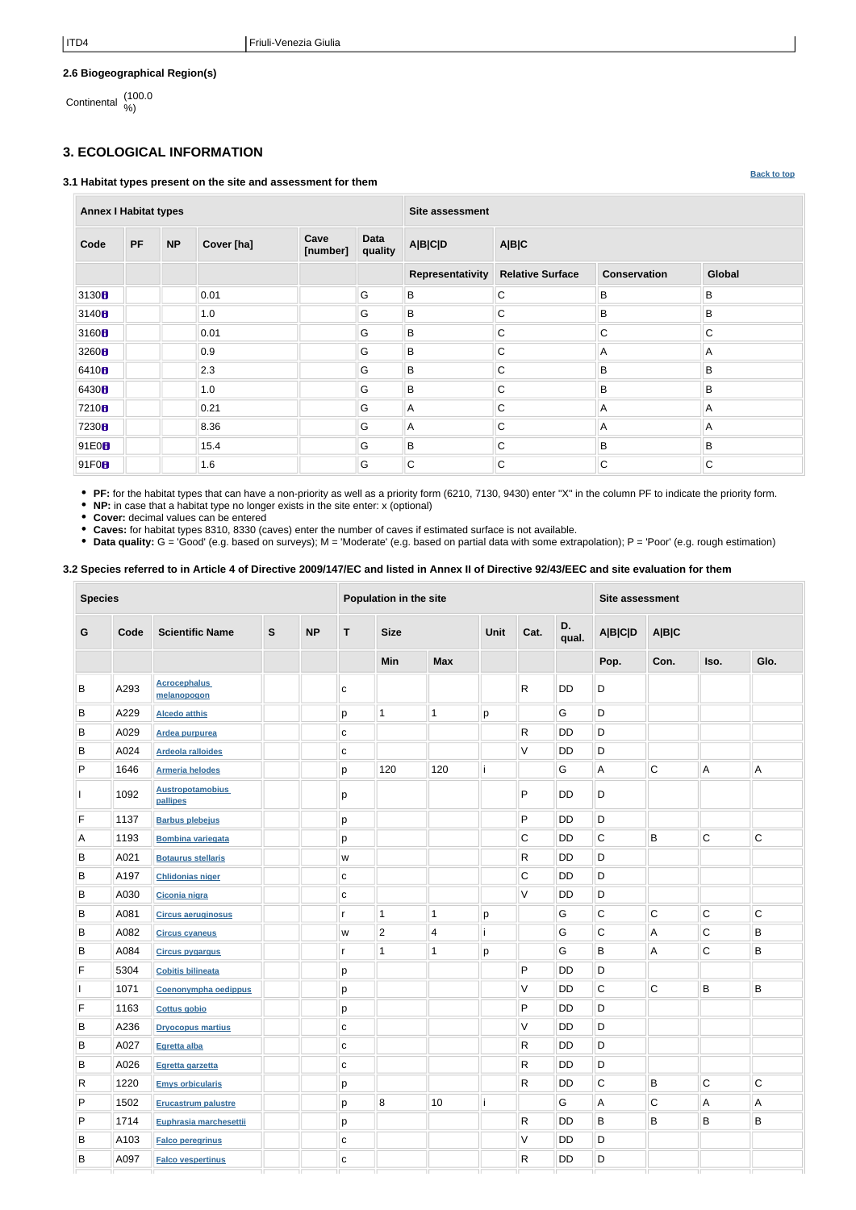| ITD4 | Friuli-Venezia Giulia |
|---|---|

**2.6 Biogeographical Region(s)**

Continental (100.0 %)

## 3. ECOLOGICAL INFORMATION

### 3.1 Habitat types present on the site and assessment for them

Back to top

| Annex I Habitat types | | | | | | Site assessment | | | |
|---|---|---|---|---|---|---|---|---|---|
| Code | PF | NP | Cover [ha] | Cave [number] | Data quality | A\|B\|C\|D | A\|B\|C | | |
| | | | | | | Representativity | Relative Surface | Conservation | Global |
| 3130 | | | 0.01 | | G | B | C | B | B |
| 3140 | | | 1.0 | | G | B | C | B | B |
| 3160 | | | 0.01 | | G | B | C | C | C |
| 3260 | | | 0.9 | | G | B | C | A | A |
| 6410 | | | 2.3 | | G | B | C | B | B |
| 6430 | | | 1.0 | | G | B | C | B | B |
| 7210 | | | 0.21 | | G | A | C | A | A |
| 7230 | | | 8.36 | | G | A | C | A | A |
| 91E0 | | | 15.4 | | G | B | C | B | B |
| 91F0 | | | 1.6 | | G | C | C | C | C |

- **PF:** for the habitat types that can have a non-priority as well as a priority form (6210, 7130, 9430) enter "X" in the column PF to indicate the priority form.
- **NP:** in case that a habitat type no longer exists in the site enter: x (optional)
- **Cover:** decimal values can be entered
- **Caves:** for habitat types 8310, 8330 (caves) enter the number of caves if estimated surface is not available.
- **Data quality:** G = 'Good' (e.g. based on surveys); M = 'Moderate' (e.g. based on partial data with some extrapolation); P = 'Poor' (e.g. rough estimation)

### 3.2 Species referred to in Article 4 of Directive 2009/147/EC and listed in Annex II of Directive 92/43/EEC and site evaluation for them

| Species | | | | | Population in the site | | | | | | Site assessment | | | |
|---|---|---|---|---|---|---|---|---|---|---|---|---|---|---|
| G | Code | Scientific Name | S | NP | T | Size | | Unit | Cat. | D. qual. | A\|B\|C\|D | A\|B\|C | | |
| | | | | | | Min | Max | | | | Pop. | Con. | Iso. | Glo. |
| B | A293 | Acrocephalus melanopogon | | | c | | | | R | DD | D | | | |
| B | A229 | Alcedo atthis | | | p | 1 | 1 | p | | G | D | | | |
| B | A029 | Ardea purpurea | | | c | | | | R | DD | D | | | |
| B | A024 | Ardeola ralloides | | | c | | | | V | DD | D | | | |
| P | 1646 | Armeria helodes | | | p | 120 | 120 | i | | G | A | C | A | A |
| I | 1092 | Austropotamobius pallipes | | | p | | | | P | DD | D | | | |
| F | 1137 | Barbus plebejus | | | p | | | | P | DD | D | | | |
| A | 1193 | Bombina variegata | | | p | | | | C | DD | C | B | C | C |
| B | A021 | Botaurus stellaris | | | w | | | | R | DD | D | | | |
| B | A197 | Chlidonias niger | | | c | | | | C | DD | D | | | |
| B | A030 | Ciconia nigra | | | c | | | | V | DD | D | | | |
| B | A081 | Circus aeruginosus | | | r | 1 | 1 | p | | G | C | C | C | C |
| B | A082 | Circus cyaneus | | | w | 2 | 4 | i | | G | C | A | C | B |
| B | A084 | Circus pygargus | | | r | 1 | 1 | p | | G | B | A | C | B |
| F | 5304 | Cobitis bilineata | | | p | | | | P | DD | D | | | |
| I | 1071 | Coenonympha oedippus | | | p | | | | V | DD | C | C | B | B |
| F | 1163 | Cottus gobio | | | p | | | | P | DD | D | | | |
| B | A236 | Dryocopus martius | | | c | | | | V | DD | D | | | |
| B | A027 | Egretta alba | | | c | | | | R | DD | D | | | |
| B | A026 | Egretta garzetta | | | c | | | | R | DD | D | | | |
| R | 1220 | Emys orbicularis | | | p | | | | R | DD | C | B | C | C |
| P | 1502 | Erucastrum palustre | | | p | 8 | 10 | i | | G | A | C | A | A |
| P | 1714 | Euphrasia marchesettii | | | p | | | | R | DD | B | B | B | B |
| B | A103 | Falco peregrinus | | | c | | | | V | DD | D | | | |
| B | A097 | Falco vespertinus | | | c | | | | R | DD | D | | | |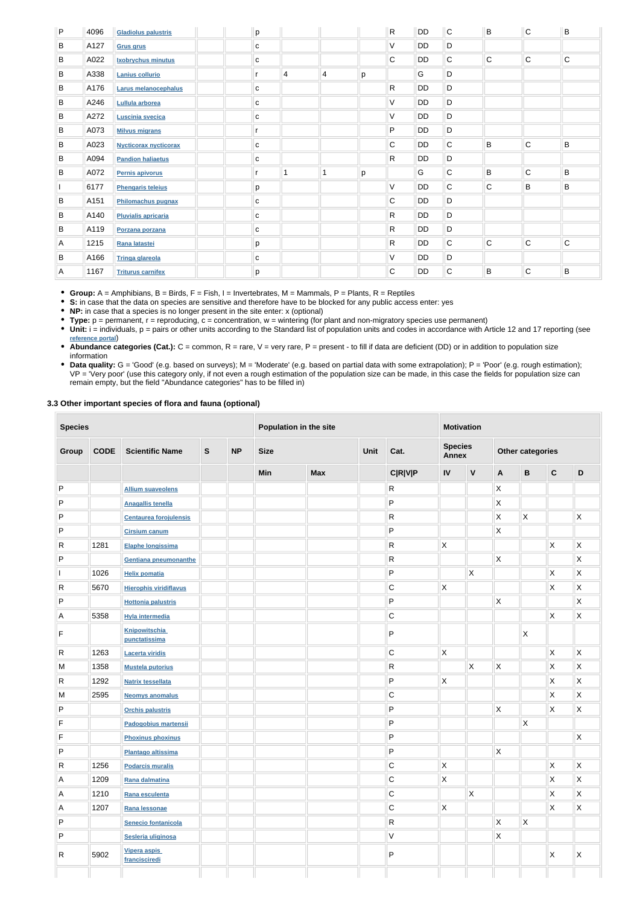| | | | | | | | | | | | | | | |
|---|---|---|---|---|---|---|---|---|---|---|---|---|---|---|
| P | 4096 | Gladiolus palustris | | | p | | | | R | DD | C | B | C | B |
| B | A127 | Grus grus | | | c | | | | V | DD | D | | | |
| B | A022 | Ixobrychus minutus | | | c | | | | C | DD | C | C | C | C |
| B | A338 | Lanius collurio | | | r | 4 | 4 | p | | G | D | | | |
| B | A176 | Larus melanocephalus | | | c | | | | R | DD | D | | | |
| B | A246 | Lullula arborea | | | c | | | | V | DD | D | | | |
| B | A272 | Luscinia svecica | | | c | | | | V | DD | D | | | |
| B | A073 | Milvus migrans | | | r | | | | P | DD | D | | | |
| B | A023 | Nycticorax nycticorax | | | c | | | | C | DD | C | B | C | B |
| B | A094 | Pandion haliaetus | | | c | | | | R | DD | D | | | |
| B | A072 | Pernis apivorus | | | r | 1 | 1 | p | | G | C | B | C | B |
| I | 6177 | Phengaris teleius | | | p | | | | V | DD | C | C | B | B |
| B | A151 | Philomachus pugnax | | | c | | | | C | DD | D | | | |
| B | A140 | Pluvialis apricaria | | | c | | | | R | DD | D | | | |
| B | A119 | Porzana porzana | | | c | | | | R | DD | D | | | |
| A | 1215 | Rana latastei | | | p | | | | R | DD | C | C | C | C |
| B | A166 | Tringa glareola | | | c | | | | V | DD | D | | | |
| A | 1167 | Triturus carnifex | | | p | | | | C | DD | C | B | C | B |

- **Group:** A = Amphibians, B = Birds, F = Fish, I = Invertebrates, M = Mammals, P = Plants, R = Reptiles
- **S:** in case that the data on species are sensitive and therefore have to be blocked for any public access enter: yes
- **NP:** in case that a species is no longer present in the site enter: x (optional)
- **Type:** p = permanent, r = reproducing, c = concentration, w = wintering (for plant and non-migratory species use permanent)
- **Unit:** i = individuals, p = pairs or other units according to the Standard list of population units and codes in accordance with Article 12 and 17 reporting (see reference portal)
- **Abundance categories (Cat.):** C = common, R = rare, V = very rare, P = present - to fill if data are deficient (DD) or in addition to population size information
- **Data quality:** G = 'Good' (e.g. based on surveys); M = 'Moderate' (e.g. based on partial data with some extrapolation); P = 'Poor' (e.g. rough estimation); VP = 'Very poor' (use this category only, if not even a rough estimation of the population size can be made, in this case the fields for population size can remain empty, but the field "Abundance categories" has to be filled in)

### 3.3 Other important species of flora and fauna (optional)

| Species | | | | | Population in the site | | | | Motivation | | | | | |
|---|---|---|---|---|---|---|---|---|---|---|---|---|---|---|
| Group | CODE | Scientific Name | S | NP | Size | | Unit | Cat. | Species Annex | | Other categories | | | |
| | | | | | Min | Max | | C\|R\|V\|P | IV | V | A | B | C | D |
| P | | Allium suaveolens | | | | | | R | | | X | | | |
| P | | Anagallis tenella | | | | | | P | | | X | | | |
| P | | Centaurea forojulensis | | | | | | R | | | X | X | | X |
| P | | Cirsium canum | | | | | | P | | | X | | | |
| R | 1281 | Elaphe longissima | | | | | | R | X | | | | X | X |
| P | | Gentiana pneumonanthe | | | | | | R | | | X | | | X |
| I | 1026 | Helix pomatia | | | | | | P | | X | | | X | X |
| R | 5670 | Hierophis viridiflavus | | | | | | C | X | | | | X | X |
| P | | Hottonia palustris | | | | | | P | | | X | | | X |
| A | 5358 | Hyla intermedia | | | | | | C | | | | | X | X |
| F | | Knipowitschia punctatissima | | | | | | P | | | | X | | |
| R | 1263 | Lacerta viridis | | | | | | C | X | | | | X | X |
| M | 1358 | Mustela putorius | | | | | | R | | X | X | | X | X |
| R | 1292 | Natrix tessellata | | | | | | P | X | | | | X | X |
| M | 2595 | Neomys anomalus | | | | | | C | | | | | X | X |
| P | | Orchis palustris | | | | | | P | | | X | | X | X |
| F | | Padogobius martensii | | | | | | P | | | | X | | |
| F | | Phoxinus phoxinus | | | | | | P | | | | | | X |
| P | | Plantago altissima | | | | | | P | | | X | | | |
| R | 1256 | Podarcis muralis | | | | | | C | X | | | | X | X |
| A | 1209 | Rana dalmatina | | | | | | C | X | | | | X | X |
| A | 1210 | Rana esculenta | | | | | | C | | X | | | X | X |
| A | 1207 | Rana lessonae | | | | | | C | X | | | | X | X |
| P | | Senecio fontanicola | | | | | | R | | | X | X | | |
| P | | Sesleria uliginosa | | | | | | V | | | X | | | |
| R | 5902 | Vipera aspis francisciredi | | | | | | P | | | | | X | X |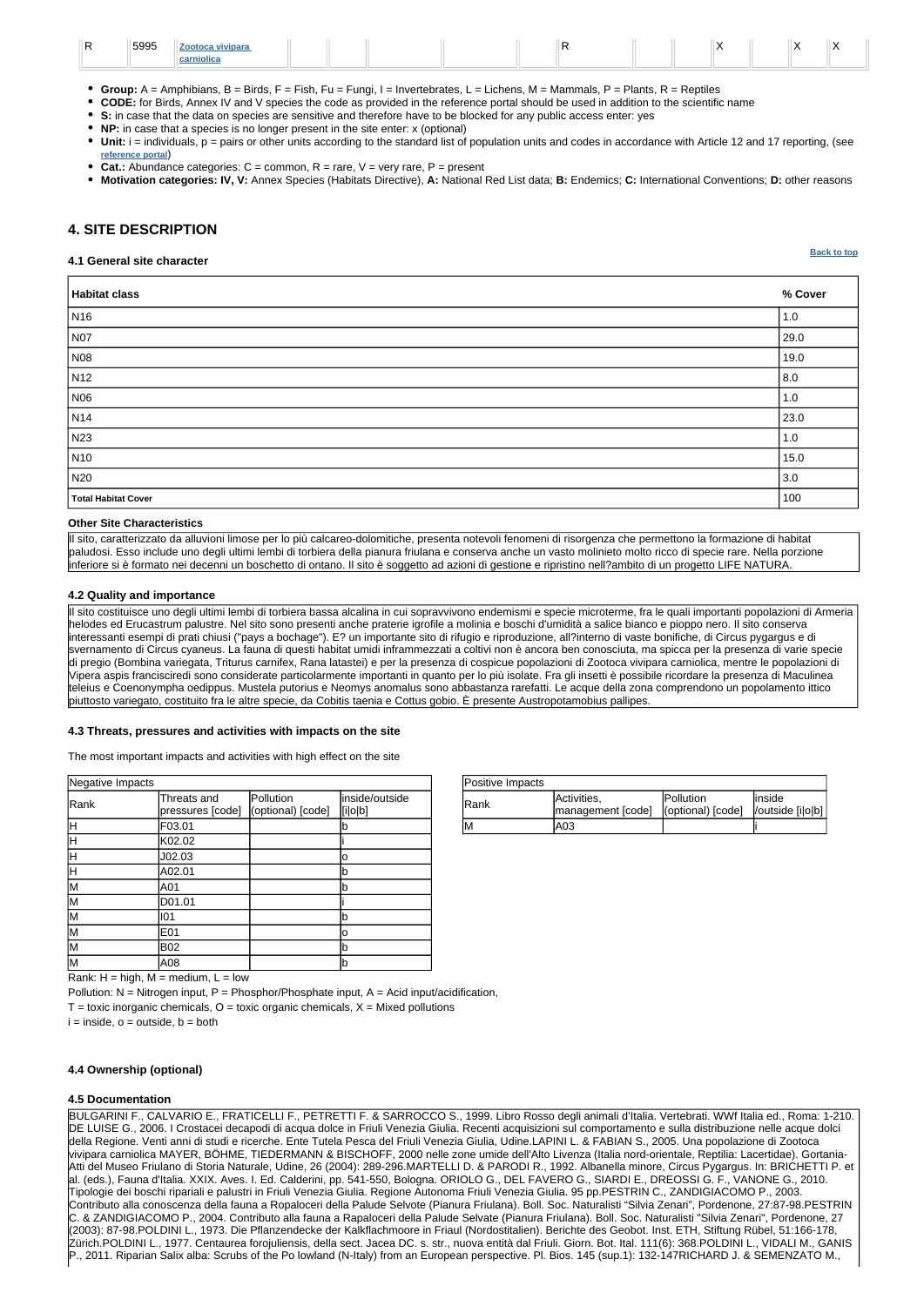| R | 5995 | Zootoca vivipara carniolica | | | | | R | | | X | | X | X |
|---|---|---|---|---|---|---|---|---|---|---|---|---|---|

- **Group:** A = Amphibians, B = Birds, F = Fish, Fu = Fungi, I = Invertebrates, L = Lichens, M = Mammals, P = Plants, R = Reptiles
- **CODE:** for Birds, Annex IV and V species the code as provided in the reference portal should be used in addition to the scientific name
- **S:** in case that the data on species are sensitive and therefore have to be blocked for any public access enter: yes
- **NP:** in case that a species is no longer present in the site enter: x (optional)
- **Unit:** i = individuals, p = pairs or other units according to the standard list of population units and codes in accordance with Article 12 and 17 reporting, (see reference portal)
- **Cat.:** Abundance categories: C = common, R = rare, V = very rare, P = present
- **Motivation categories: IV, V:** Annex Species (Habitats Directive), **A:** National Red List data; **B:** Endemics; **C:** International Conventions; **D:** other reasons

## 4. SITE DESCRIPTION

### 4.1 General site character

Back to top

| Habitat class | % Cover |
|---|---|
| N16 | 1.0 |
| N07 | 29.0 |
| N08 | 19.0 |
| N12 | 8.0 |
| N06 | 1.0 |
| N14 | 23.0 |
| N23 | 1.0 |
| N10 | 15.0 |
| N20 | 3.0 |
| **Total Habitat Cover** | 100 |

**Other Site Characteristics**

Il sito, caratterizzato da alluvioni limose per lo più calcareo-dolomitiche, presenta notevoli fenomeni di risorgenza che permettono la formazione di habitat paludosi. Esso include uno degli ultimi lembi di torbiera della pianura friulana e conserva anche un vasto molinieto molto ricco di specie rare. Nella porzione inferiore si è formato nei decenni un boschetto di ontano. Il sito è soggetto ad azioni di gestione e ripristino nell?ambito di un progetto LIFE NATURA.

### 4.2 Quality and importance

Il sito costituisce uno degli ultimi lembi di torbiera bassa alcalina in cui sopravvivono endemismi e specie microterme, fra le quali importanti popolazioni di Armeria helodes ed Erucastrum palustre. Nel sito sono presenti anche praterie igrofile a molinia e boschi d'umidità a salice bianco e pioppo nero. Il sito conserva interessanti esempi di prati chiusi ("pays a bochage"). E? un importante sito di rifugio e riproduzione, all?interno di vaste bonifiche, di Circus pygargus e di svernamento di Circus cyaneus. La fauna di questi habitat umidi inframmezzati a coltivi non è ancora ben conosciuta, ma spicca per la presenza di varie specie di pregio (Bombina variegata, Triturus carnifex, Rana latastei) e per la presenza di cospicue popolazioni di Zootoca vivipara carniolica, mentre le popolazioni di Vipera aspis francisciredi sono considerate particolarmente importanti in quanto per lo più isolate. Fra gli insetti è possibile ricordare la presenza di Maculinea teleius e Coenonympha oedippus. Mustela putorius e Neomys anomalus sono abbastanza rarefatti. Le acque della zona comprendono un popolamento ittico piuttosto variegato, costituito fra le altre specie, da Cobitis taenia e Cottus gobio. È presente Austropotamobius pallipes.

### 4.3 Threats, pressures and activities with impacts on the site

The most important impacts and activities with high effect on the site

Negative Impacts

| Rank | Threats and pressures [code] | Pollution (optional) [code] | inside/outside [i\|o\|b] |
|---|---|---|---|
| H | F03.01 | | b |
| H | K02.02 | | i |
| H | J02.03 | | o |
| H | A02.01 | | b |
| M | A01 | | b |
| M | D01.01 | | i |
| M | I01 | | b |
| M | E01 | | o |
| M | B02 | | b |
| M | A08 | | b |

Positive Impacts

| Rank | Activities, management [code] | Pollution (optional) [code] | inside /outside [i\|o\|b] |
|---|---|---|---|
| M | A03 | | i |

Rank: H = high, M = medium, L = low

Pollution: N = Nitrogen input, P = Phosphor/Phosphate input, A = Acid input/acidification,

T = toxic inorganic chemicals, O = toxic organic chemicals, X = Mixed pollutions

i = inside, o = outside, b = both

### 4.4 Ownership (optional)

### 4.5 Documentation

BULGARINI F., CALVARIO E., FRATICELLI F., PETRETTI F. & SARROCCO S., 1999. Libro Rosso degli animali d'Italia. Vertebrati. WWf Italia ed., Roma: 1-210. DE LUISE G., 2006. I Crostacei decapodi di acqua dolce in Friuli Venezia Giulia. Recenti acquisizioni sul comportamento e sulla distribuzione nelle acque dolci della Regione. Venti anni di studi e ricerche. Ente Tutela Pesca del Friuli Venezia Giulia, Udine.LAPINI L. & FABIAN S., 2005. Una popolazione di Zootoca vivipara carniolica MAYER, BÖHME, TIEDERMANN & BISCHOFF, 2000 nelle zone umide dell'Alto Livenza (Italia nord-orientale, Reptilia: Lacertidae). Gortania-Atti del Museo Friulano di Storia Naturale, Udine, 26 (2004): 289-296.MARTELLI D. & PARODI R., 1992. Albanella minore, Circus Pygargus. In: BRICHETTI P. et al. (eds.), Fauna d'Italia. XXIX. Aves. I. Ed. Calderini, pp. 541-550, Bologna. ORIOLO G., DEL FAVERO G., SIARDI E., DREOSSI G. F., VANONE G., 2010. Tipologie dei boschi ripariali e palustri in Friuli Venezia Giulia. Regione Autonoma Friuli Venezia Giulia. 95 pp.PESTRIN C., ZANDIGIACOMO P., 2003. Contributo alla conoscenza della fauna a Ropaloceri della Palude Selvote (Pianura Friulana). Boll. Soc. Naturalisti "Silvia Zenari", Pordenone, 27:87-98.PESTRIN C. & ZANDIGIACOMO P., 2004. Contributo alla fauna a Rapaloceri della Palude Selvate (Pianura Friulana). Boll. Soc. Naturalisti "Silvia Zenari", Pordenone, 27 (2003): 87-98.POLDINI L., 1973. Die Pflanzendecke der Kalkflachmoore in Friaul (Nordostitalien). Berichte des Geobot. Inst. ETH, Stiftung Rübel, 51:166-178, Zürich.POLDINI L., 1977. Centaurea forojuliensis, della sect. Jacea DC. s. str., nuova entità dal Friuli. Giorn. Bot. Ital. 111(6): 368.POLDINI L., VIDALI M., GANIS P., 2011. Riparian Salix alba: Scrubs of the Po lowland (N-Italy) from an European perspective. Pl. Bios. 145 (sup.1): 132-147RICHARD J. & SEMENZATO M.,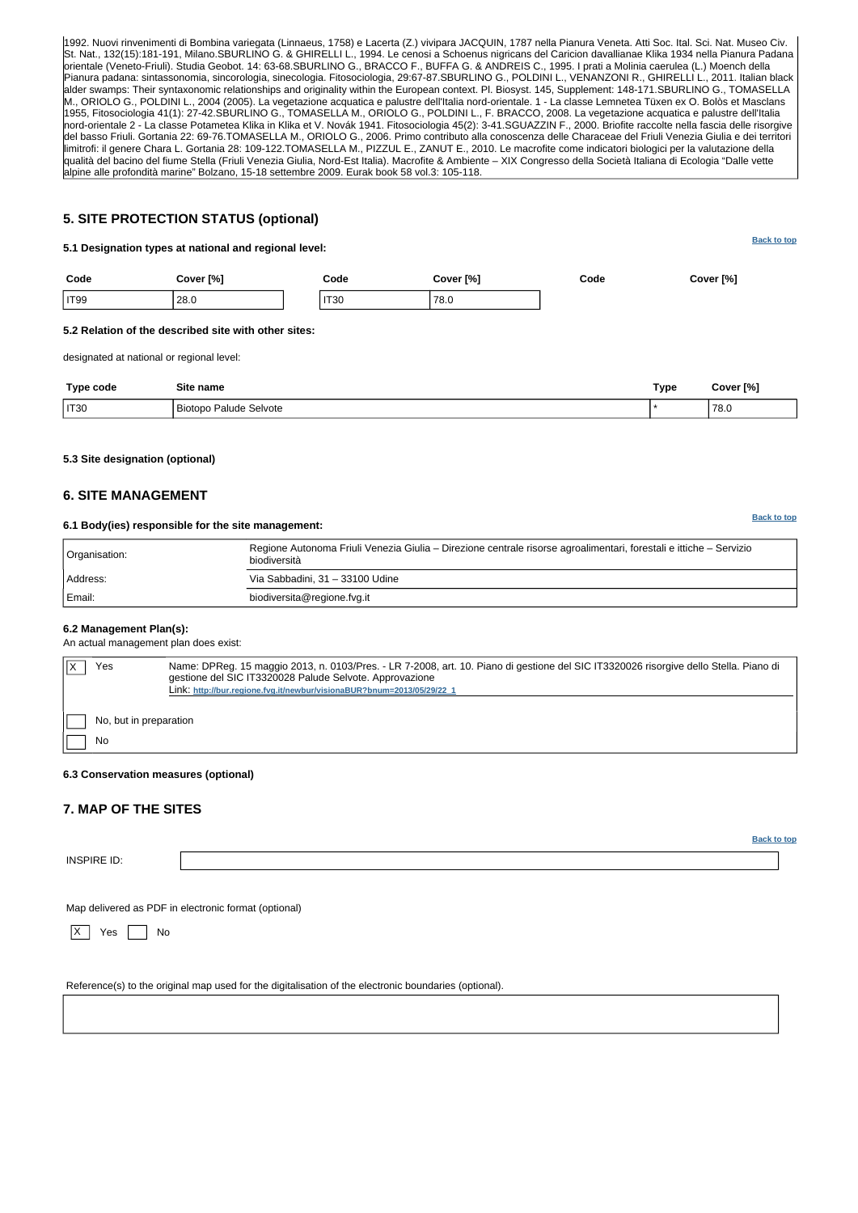1992. Nuovi rinvenimenti di Bombina variegata (Linnaeus, 1758) e Lacerta (Z.) vivipara JACQUIN, 1787 nella Pianura Veneta. Atti Soc. Ital. Sci. Nat. Museo Civ. St. Nat., 132(15):181-191, Milano.SBURLINO G. & GHIRELLI L., 1994. Le cenosi a Schoenus nigricans del Caricion davallianae Klika 1934 nella Pianura Padana orientale (Veneto-Friuli). Studia Geobot. 14: 63-68.SBURLINO G., BRACCO F., BUFFA G. & ANDREIS C., 1995. I prati a Molinia caerulea (L.) Moench della Pianura padana: sintassonomia, sincorologia, sinecologia. Fitosociologia, 29:67-87.SBURLINO G., POLDINI L., VENANZONI R., GHIRELLI L., 2011. Italian black alder swamps: Their syntaxonomic relationships and originality within the European context. Pl. Biosyst. 145, Supplement: 148-171.SBURLINO G., TOMASELLA M., ORIOLO G., POLDINI L., 2004 (2005). La vegetazione acquatica e palustre dell'Italia nord-orientale. 1 - La classe Lemnetea Tüxen ex O. Bolòs et Masclans 1955, Fitosociologia 41(1): 27-42.SBURLINO G., TOMASELLA M., ORIOLO G., POLDINI L., F. BRACCO, 2008. La vegetazione acquatica e palustre dell'Italia nord-orientale 2 - La classe Potametea Klika in Klika et V. Novák 1941. Fitosociologia 45(2): 3-41.SGUAZZIN F., 2000. Briofite raccolte nella fascia delle risorgive del basso Friuli. Gortania 22: 69-76.TOMASELLA M., ORIOLO G., 2006. Primo contributo alla conoscenza delle Characeae del Friuli Venezia Giulia e dei territori limitrofi: il genere Chara L. Gortania 28: 109-122.TOMASELLA M., PIZZUL E., ZANUT E., 2010. Le macrofite come indicatori biologici per la valutazione della qualità del bacino del fiume Stella (Friuli Venezia Giulia, Nord-Est Italia). Macrofite & Ambiente – XIX Congresso della Società Italiana di Ecologia "Dalle vette alpine alle profondità marine" Bolzano, 15-18 settembre 2009. Eurak book 58 vol.3: 105-118.

## 5. SITE PROTECTION STATUS (optional)

Back to top

### 5.1 Designation types at national and regional level:

| Code | Cover [%] | Code | Cover [%] | Code | Cover [%] |
|---|---|---|---|---|---|
| IT99 | 28.0 | IT30 | 78.0 | | |

### 5.2 Relation of the described site with other sites:

designated at national or regional level:

| Type code | Site name | Type | Cover [%] |
|---|---|---|---|
| IT30 | Biotopo Palude Selvote | * | 78.0 |

### 5.3 Site designation (optional)

## 6. SITE MANAGEMENT

Back to top

### 6.1 Body(ies) responsible for the site management:

| | |
|---|---|
| Organisation: | Regione Autonoma Friuli Venezia Giulia – Direzione centrale risorse agroalimentari, forestali e ittiche – Servizio biodiversità |
| Address: | Via Sabbadini, 31 – 33100 Udine |
| Email: | biodiversita@regione.fvg.it |

### 6.2 Management Plan(s):

An actual management plan does exist:

| | | |
|---|---|---|
| X | Yes | Name: DPReg. 15 maggio 2013, n. 0103/Pres. - LR 7-2008, art. 10. Piano di gestione del SIC IT3320026 risorgive dello Stella. Piano di gestione del SIC IT3320028 Palude Selvote. Approvazione<br>Link: http://bur.regione.fvg.it/newbur/visionaBUR?bnum=2013/05/29/22_1 |
| | No, but in preparation | |
| | No | |

### 6.3 Conservation measures (optional)

## 7. MAP OF THE SITES

Back to top

INSPIRE ID:

Map delivered as PDF in electronic format (optional)

X Yes ☐ No

Reference(s) to the original map used for the digitalisation of the electronic boundaries (optional).